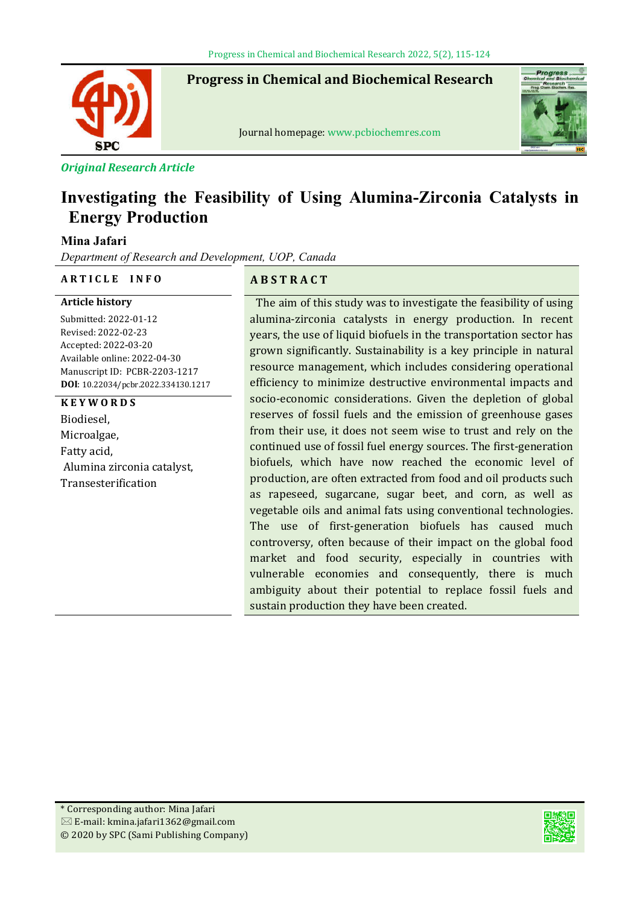Progress in Chemical and Biochemical Research

Journal homepage: www.pcbiochemres.com

*Original Research Article*

# Investigating the Feasibility of Using Alumina-Zirconia Catalysts in Energy Production

**Mina Jafari**

*Department of Research and Development, UOP, Canada*

**ARTICLE INFO**

**Article history**

Submitted: 2022-01-12
Revised: 2022-02-23
Accepted: 2022-03-20
Available online: 2022-04-30
Manuscript ID: PCBR-2203-1217
**DOI**: 10.22034/pcbr.2022.334130.1217

**KEYWORDS**

Biodiesel,
Microalgae,
Fatty acid,
Alumina zirconia catalyst,
Transesterification

**ABSTRACT**

The aim of this study was to investigate the feasibility of using alumina-zirconia catalysts in energy production. In recent years, the use of liquid biofuels in the transportation sector has grown significantly. Sustainability is a key principle in natural resource management, which includes considering operational efficiency to minimize destructive environmental impacts and socio-economic considerations. Given the depletion of global reserves of fossil fuels and the emission of greenhouse gases from their use, it does not seem wise to trust and rely on the continued use of fossil fuel energy sources. The first-generation biofuels, which have now reached the economic level of production, are often extracted from food and oil products such as rapeseed, sugarcane, sugar beet, and corn, as well as vegetable oils and animal fats using conventional technologies. The use of first-generation biofuels has caused much controversy, often because of their impact on the global food market and food security, especially in countries with vulnerable economies and consequently, there is much ambiguity about their potential to replace fossil fuels and sustain production they have been created.

\* Corresponding author: Mina Jafari
E-mail: kmina.jafari1362@gmail.com
© 2020 by SPC (Sami Publishing Company)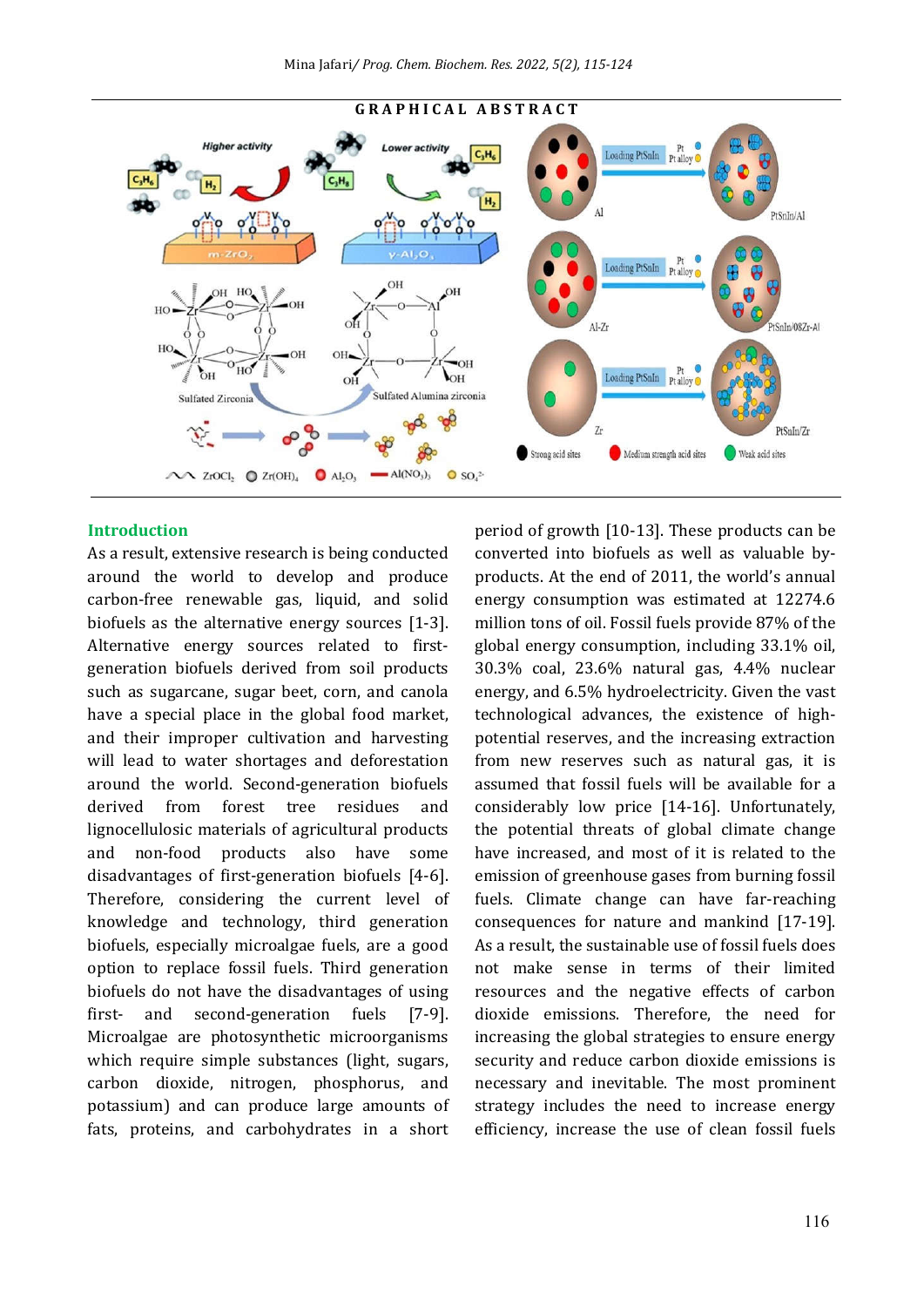**GRAPHICAL ABSTRACT**

## Introduction

As a result, extensive research is being conducted around the world to develop and produce carbon-free renewable gas, liquid, and solid biofuels as the alternative energy sources [1-3]. Alternative energy sources related to first-generation biofuels derived from soil products such as sugarcane, sugar beet, corn, and canola have a special place in the global food market, and their improper cultivation and harvesting will lead to water shortages and deforestation around the world. Second-generation biofuels derived from forest tree residues and lignocellulosic materials of agricultural products and non-food products also have some disadvantages of first-generation biofuels [4-6]. Therefore, considering the current level of knowledge and technology, third generation biofuels, especially microalgae fuels, are a good option to replace fossil fuels. Third generation biofuels do not have the disadvantages of using first- and second-generation fuels [7-9]. Microalgae are photosynthetic microorganisms which require simple substances (light, sugars, carbon dioxide, nitrogen, phosphorus, and potassium) and can produce large amounts of fats, proteins, and carbohydrates in a short period of growth [10-13]. These products can be converted into biofuels as well as valuable by-products. At the end of 2011, the world's annual energy consumption was estimated at 12274.6 million tons of oil. Fossil fuels provide 87% of the global energy consumption, including 33.1% oil, 30.3% coal, 23.6% natural gas, 4.4% nuclear energy, and 6.5% hydroelectricity. Given the vast technological advances, the existence of high-potential reserves, and the increasing extraction from new reserves such as natural gas, it is assumed that fossil fuels will be available for a considerably low price [14-16]. Unfortunately, the potential threats of global climate change have increased, and most of it is related to the emission of greenhouse gases from burning fossil fuels. Climate change can have far-reaching consequences for nature and mankind [17-19]. As a result, the sustainable use of fossil fuels does not make sense in terms of their limited resources and the negative effects of carbon dioxide emissions. Therefore, the need for increasing the global strategies to ensure energy security and reduce carbon dioxide emissions is necessary and inevitable. The most prominent strategy includes the need to increase energy efficiency, increase the use of clean fossil fuels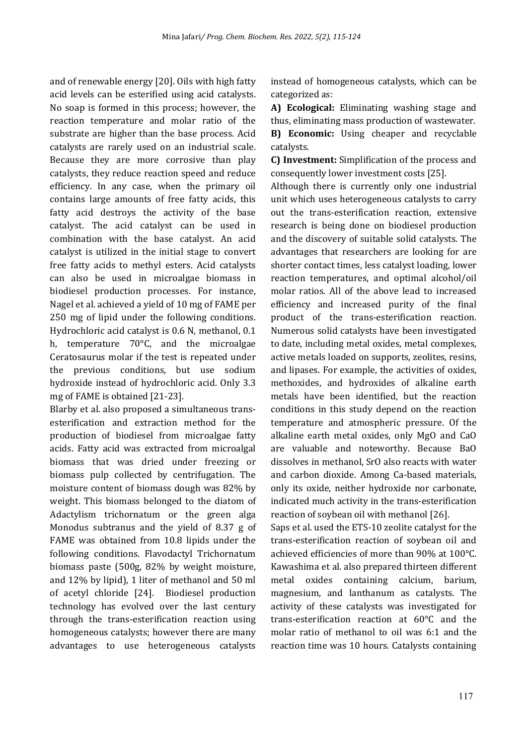and of renewable energy [20]. Oils with high fatty acid levels can be esterified using acid catalysts. No soap is formed in this process; however, the reaction temperature and molar ratio of the substrate are higher than the base process. Acid catalysts are rarely used on an industrial scale. Because they are more corrosive than play catalysts, they reduce reaction speed and reduce efficiency. In any case, when the primary oil contains large amounts of free fatty acids, this fatty acid destroys the activity of the base catalyst. The acid catalyst can be used in combination with the base catalyst. An acid catalyst is utilized in the initial stage to convert free fatty acids to methyl esters. Acid catalysts can also be used in microalgae biomass in biodiesel production processes. For instance, Nagel et al. achieved a yield of 10 mg of FAME per 250 mg of lipid under the following conditions. Hydrochloric acid catalyst is 0.6 N, methanol, 0.1 h, temperature 70°C, and the microalgae Ceratosaurus molar if the test is repeated under the previous conditions, but use sodium hydroxide instead of hydrochloric acid. Only 3.3 mg of FAME is obtained [21-23].

Blarby et al. also proposed a simultaneous trans-esterification and extraction method for the production of biodiesel from microalgae fatty acids. Fatty acid was extracted from microalgal biomass that was dried under freezing or biomass pulp collected by centrifugation. The moisture content of biomass dough was 82% by weight. This biomass belonged to the diatom of Adactylism trichornatum or the green alga Monodus subtranus and the yield of 8.37 g of FAME was obtained from 10.8 lipids under the following conditions. Flavodactyl Trichornatum biomass paste (500g, 82% by weight moisture, and 12% by lipid), 1 liter of methanol and 50 ml of acetyl chloride [24]. Biodiesel production technology has evolved over the last century through the trans-esterification reaction using homogeneous catalysts; however there are many advantages to use heterogeneous catalysts instead of homogeneous catalysts, which can be categorized as:

**A) Ecological:** Eliminating washing stage and thus, eliminating mass production of wastewater.

**B) Economic:** Using cheaper and recyclable catalysts.

**C) Investment:** Simplification of the process and consequently lower investment costs [25].

Although there is currently only one industrial unit which uses heterogeneous catalysts to carry out the trans-esterification reaction, extensive research is being done on biodiesel production and the discovery of suitable solid catalysts. The advantages that researchers are looking for are shorter contact times, less catalyst loading, lower reaction temperatures, and optimal alcohol/oil molar ratios. All of the above lead to increased efficiency and increased purity of the final product of the trans-esterification reaction. Numerous solid catalysts have been investigated to date, including metal oxides, metal complexes, active metals loaded on supports, zeolites, resins, and lipases. For example, the activities of oxides, methoxides, and hydroxides of alkaline earth metals have been identified, but the reaction conditions in this study depend on the reaction temperature and atmospheric pressure. Of the alkaline earth metal oxides, only MgO and CaO are valuable and noteworthy. Because BaO dissolves in methanol, SrO also reacts with water and carbon dioxide. Among Ca-based materials, only its oxide, neither hydroxide nor carbonate, indicated much activity in the trans-esterification reaction of soybean oil with methanol [26].

Saps et al. used the ETS-10 zeolite catalyst for the trans-esterification reaction of soybean oil and achieved efficiencies of more than 90% at 100°C. Kawashima et al. also prepared thirteen different metal oxides containing calcium, barium, magnesium, and lanthanum as catalysts. The activity of these catalysts was investigated for trans-esterification reaction at 60°C and the molar ratio of methanol to oil was 6:1 and the reaction time was 10 hours. Catalysts containing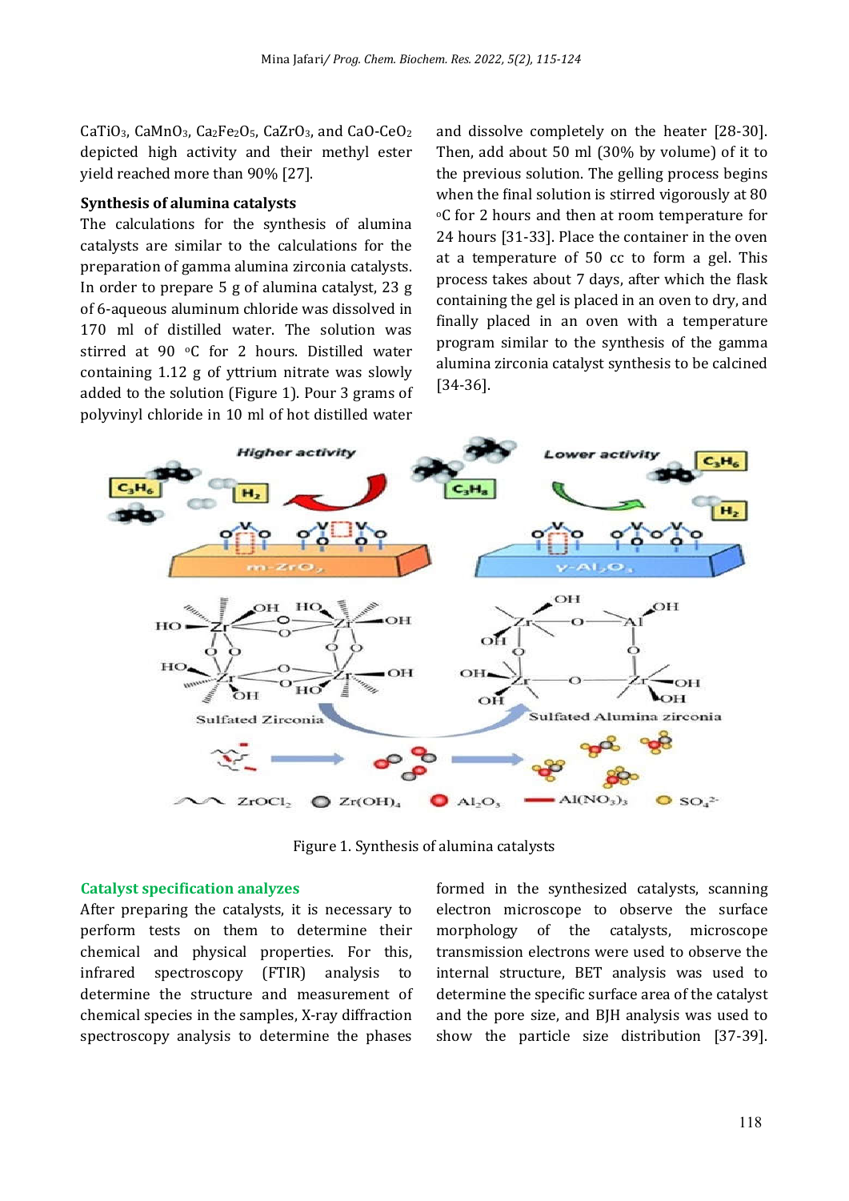CaTiO$_3$, CaMnO$_3$, Ca$_2$Fe$_2$O$_5$, CaZrO$_3$, and CaO-CeO$_2$ depicted high activity and their methyl ester yield reached more than 90% [27].

**Synthesis of alumina catalysts**

The calculations for the synthesis of alumina catalysts are similar to the calculations for the preparation of gamma alumina zirconia catalysts. In order to prepare 5 g of alumina catalyst, 23 g of 6-aqueous aluminum chloride was dissolved in 170 ml of distilled water. The solution was stirred at 90 °C for 2 hours. Distilled water containing 1.12 g of yttrium nitrate was slowly added to the solution (Figure 1). Pour 3 grams of polyvinyl chloride in 10 ml of hot distilled water and dissolve completely on the heater [28-30]. Then, add about 50 ml (30% by volume) of it to the previous solution. The gelling process begins when the final solution is stirred vigorously at 80 °C for 2 hours and then at room temperature for 24 hours [31-33]. Place the container in the oven at a temperature of 50 cc to form a gel. This process takes about 7 days, after which the flask containing the gel is placed in an oven to dry, and finally placed in an oven with a temperature program similar to the synthesis of the gamma alumina zirconia catalyst synthesis to be calcined [34-36].

Figure 1. Synthesis of alumina catalysts

## Catalyst specification analyzes

After preparing the catalysts, it is necessary to perform tests on them to determine their chemical and physical properties. For this, infrared spectroscopy (FTIR) analysis to determine the structure and measurement of chemical species in the samples, X-ray diffraction spectroscopy analysis to determine the phases formed in the synthesized catalysts, scanning electron microscope to observe the surface morphology of the catalysts, microscope transmission electrons were used to observe the internal structure, BET analysis was used to determine the specific surface area of the catalyst and the pore size, and BJH analysis was used to show the particle size distribution [37-39].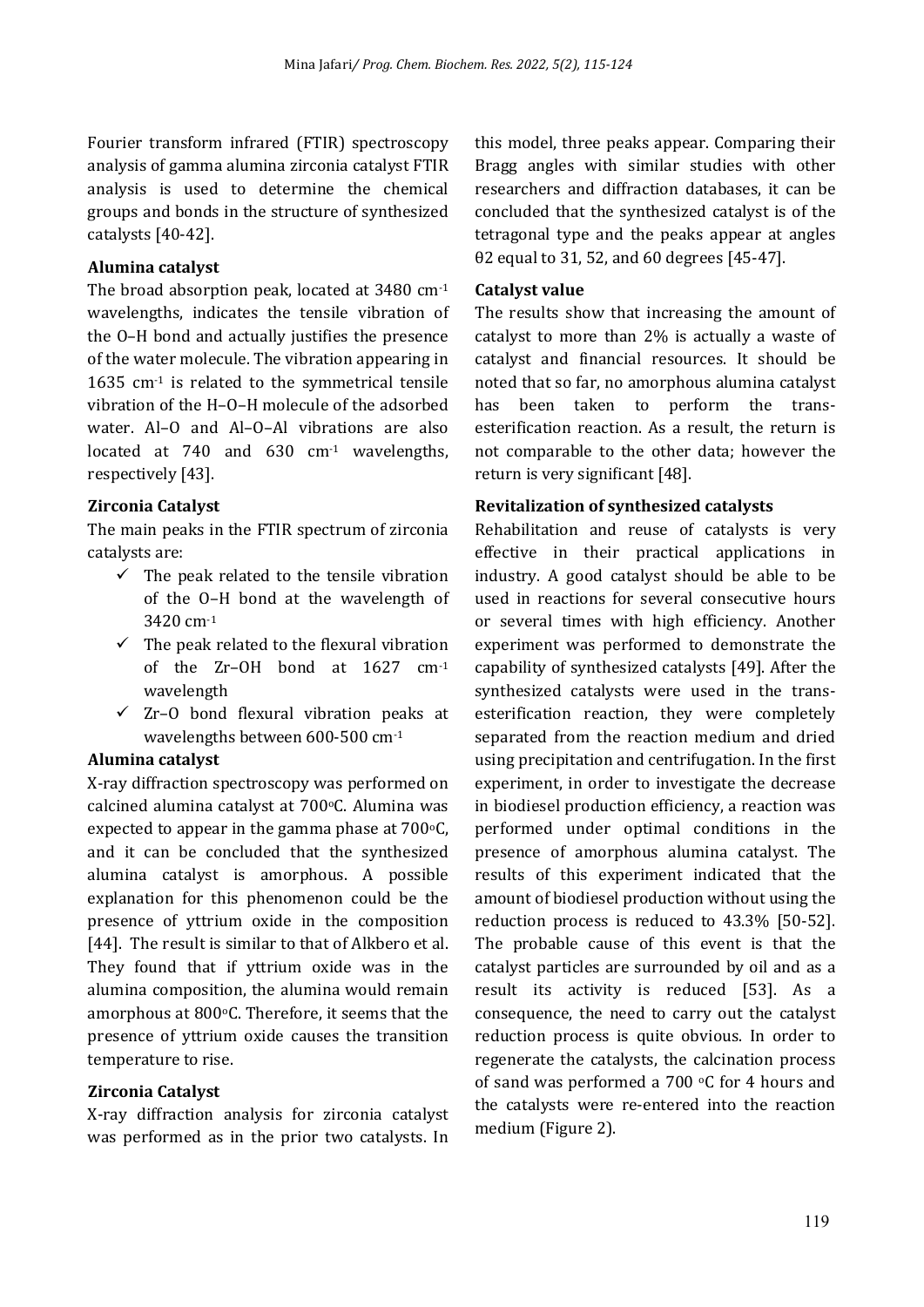Fourier transform infrared (FTIR) spectroscopy analysis of gamma alumina zirconia catalyst FTIR analysis is used to determine the chemical groups and bonds in the structure of synthesized catalysts [40-42].

**Alumina catalyst**

The broad absorption peak, located at 3480 $cm^{-1}$ wavelengths, indicates the tensile vibration of the O–H bond and actually justifies the presence of the water molecule. The vibration appearing in 1635 $cm^{-1}$ is related to the symmetrical tensile vibration of the H–O–H molecule of the adsorbed water. Al–O and Al–O–Al vibrations are also located at 740 and 630 $cm^{-1}$ wavelengths, respectively [43].

**Zirconia Catalyst**

The main peaks in the FTIR spectrum of zirconia catalysts are:

- ✓ The peak related to the tensile vibration of the O–H bond at the wavelength of 3420 $cm^{-1}$
- ✓ The peak related to the flexural vibration of the Zr–OH bond at 1627 $cm^{-1}$ wavelength
- ✓ Zr–O bond flexural vibration peaks at wavelengths between 600-500 $cm^{-1}$

**Alumina catalyst**

X-ray diffraction spectroscopy was performed on calcined alumina catalyst at 700°C. Alumina was expected to appear in the gamma phase at 700°C, and it can be concluded that the synthesized alumina catalyst is amorphous. A possible explanation for this phenomenon could be the presence of yttrium oxide in the composition [44]. The result is similar to that of Alkbero et al. They found that if yttrium oxide was in the alumina composition, the alumina would remain amorphous at 800°C. Therefore, it seems that the presence of yttrium oxide causes the transition temperature to rise.

**Zirconia Catalyst**

X-ray diffraction analysis for zirconia catalyst was performed as in the prior two catalysts. In this model, three peaks appear. Comparing their Bragg angles with similar studies with other researchers and diffraction databases, it can be concluded that the synthesized catalyst is of the tetragonal type and the peaks appear at angles θ2 equal to 31, 52, and 60 degrees [45-47].

**Catalyst value**

The results show that increasing the amount of catalyst to more than 2% is actually a waste of catalyst and financial resources. It should be noted that so far, no amorphous alumina catalyst has been taken to perform the trans-esterification reaction. As a result, the return is not comparable to the other data; however the return is very significant [48].

**Revitalization of synthesized catalysts**

Rehabilitation and reuse of catalysts is very effective in their practical applications in industry. A good catalyst should be able to be used in reactions for several consecutive hours or several times with high efficiency. Another experiment was performed to demonstrate the capability of synthesized catalysts [49]. After the synthesized catalysts were used in the trans-esterification reaction, they were completely separated from the reaction medium and dried using precipitation and centrifugation. In the first experiment, in order to investigate the decrease in biodiesel production efficiency, a reaction was performed under optimal conditions in the presence of amorphous alumina catalyst. The results of this experiment indicated that the amount of biodiesel production without using the reduction process is reduced to 43.3% [50-52]. The probable cause of this event is that the catalyst particles are surrounded by oil and as a result its activity is reduced [53]. As a consequence, the need to carry out the catalyst reduction process is quite obvious. In order to regenerate the catalysts, the calcination process of sand was performed a 700 °C for 4 hours and the catalysts were re-entered into the reaction medium (Figure 2).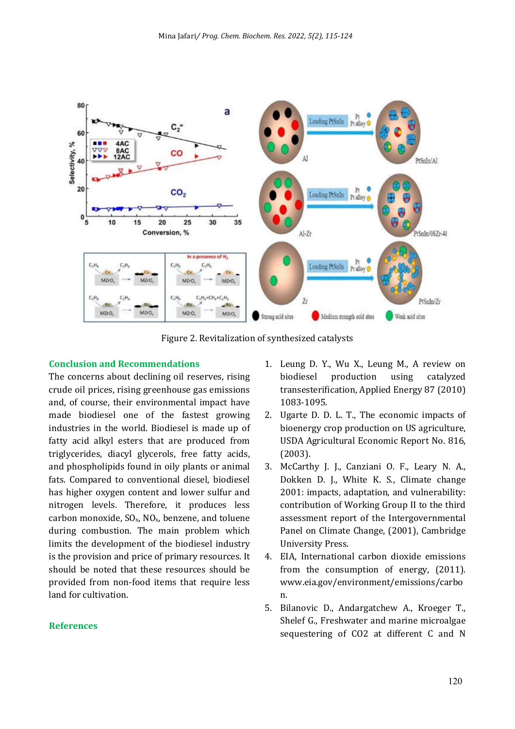Figure 2. Revitalization of synthesized catalysts

## Conclusion and Recommendations

The concerns about declining oil reserves, rising crude oil prices, rising greenhouse gas emissions and, of course, their environmental impact have made biodiesel one of the fastest growing industries in the world. Biodiesel is made up of fatty acid alkyl esters that are produced from triglycerides, diacyl glycerols, free fatty acids, and phospholipids found in oily plants or animal fats. Compared to conventional diesel, biodiesel has higher oxygen content and lower sulfur and nitrogen levels. Therefore, it produces less carbon monoxide, $SO_x$, $NO_x$, benzene, and toluene during combustion. The main problem which limits the development of the biodiesel industry is the provision and price of primary resources. It should be noted that these resources should be provided from non-food items that require less land for cultivation.

## References

1. Leung D. Y., Wu X., Leung M., A review on biodiesel production using catalyzed transesterification, Applied Energy 87 (2010) 1083-1095.
2. Ugarte D. D. L. T., The economic impacts of bioenergy crop production on US agriculture, USDA Agricultural Economic Report No. 816, (2003).
3. McCarthy J. J., Canziani O. F., Leary N. A., Dokken D. J., White K. S., Climate change 2001: impacts, adaptation, and vulnerability: contribution of Working Group II to the third assessment report of the Intergovernmental Panel on Climate Change, (2001), Cambridge University Press.
4. EIA, International carbon dioxide emissions from the consumption of energy, (2011). www.eia.gov/environment/emissions/carbon.
5. Bilanovic D., Andargatchew A., Kroeger T., Shelef G., Freshwater and marine microalgae sequestering of CO2 at different C and N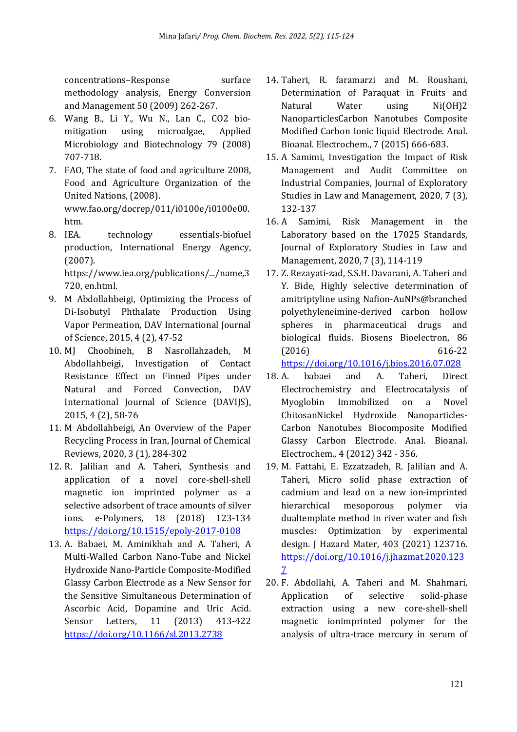concentrations–Response surface methodology analysis, Energy Conversion and Management 50 (2009) 262-267.

6. Wang B., Li Y., Wu N., Lan C., CO2 bio-mitigation using microalgae, Applied Microbiology and Biotechnology 79 (2008) 707-718.
7. FAO, The state of food and agriculture 2008, Food and Agriculture Organization of the United Nations, (2008). www.fao.org/docrep/011/i0100e/i0100e00.htm.
8. IEA. technology essentials-biofuel production, International Energy Agency, (2007). https://www.iea.org/publications/.../name,3720, en.html.
9. M Abdollahbeigi, Optimizing the Process of Di-Isobutyl Phthalate Production Using Vapor Permeation, DAV International Journal of Science, 2015, 4 (2), 47-52
10. MJ Choobineh, B Nasrollahzadeh, M Abdollahbeigi, Investigation of Contact Resistance Effect on Finned Pipes under Natural and Forced Convection, DAV International Journal of Science (DAVIJS), 2015, 4 (2), 58-76
11. M Abdollahbeigi, An Overview of the Paper Recycling Process in Iran, Journal of Chemical Reviews, 2020, 3 (1), 284-302
12. R. Jalilian and A. Taheri, Synthesis and application of a novel core-shell-shell magnetic ion imprinted polymer as a selective adsorbent of trace amounts of silver ions. e-Polymers, 18 (2018) 123-134 https://doi.org/10.1515/epoly-2017-0108
13. A. Babaei, M. Aminikhah and A. Taheri, A Multi-Walled Carbon Nano-Tube and Nickel Hydroxide Nano-Particle Composite-Modified Glassy Carbon Electrode as a New Sensor for the Sensitive Simultaneous Determination of Ascorbic Acid, Dopamine and Uric Acid. Sensor Letters, 11 (2013) 413-422 https://doi.org/10.1166/sl.2013.2738
14. Taheri, R. faramarzi and M. Roushani, Determination of Paraquat in Fruits and Natural Water using Ni(OH)2 NanoparticlesCarbon Nanotubes Composite Modified Carbon Ionic liquid Electrode. Anal. Bioanal. Electrochem., 7 (2015) 666-683.
15. A Samimi, Investigation the Impact of Risk Management and Audit Committee on Industrial Companies, Journal of Exploratory Studies in Law and Management, 2020, 7 (3), 132-137
16. A Samimi, Risk Management in the Laboratory based on the 17025 Standards, Journal of Exploratory Studies in Law and Management, 2020, 7 (3), 114-119
17. Z. Rezayati-zad, S.S.H. Davarani, A. Taheri and Y. Bide, Highly selective determination of amitriptyline using Nafion-AuNPs@branched polyethyleneimine-derived carbon hollow spheres in pharmaceutical drugs and biological fluids. Biosens Bioelectron, 86 (2016) 616-22 https://doi.org/10.1016/j.bios.2016.07.028
18. A. babaei and A. Taheri, Direct Electrochemistry and Electrocatalysis of Myoglobin Immobilized on a Novel ChitosanNickel Hydroxide Nanoparticles-Carbon Nanotubes Biocomposite Modified Glassy Carbon Electrode. Anal. Bioanal. Electrochem., 4 (2012) 342 - 356.
19. M. Fattahi, E. Ezzatzadeh, R. Jalilian and A. Taheri, Micro solid phase extraction of cadmium and lead on a new ion-imprinted hierarchical mesoporous polymer via dualtemplate method in river water and fish muscles: Optimization by experimental design. J Hazard Mater, 403 (2021) 123716. https://doi.org/10.1016/j.jhazmat.2020.1237
20. F. Abdollahi, A. Taheri and M. Shahmari, Application of selective solid-phase extraction using a new core-shell-shell magnetic ionimprinted polymer for the analysis of ultra-trace mercury in serum of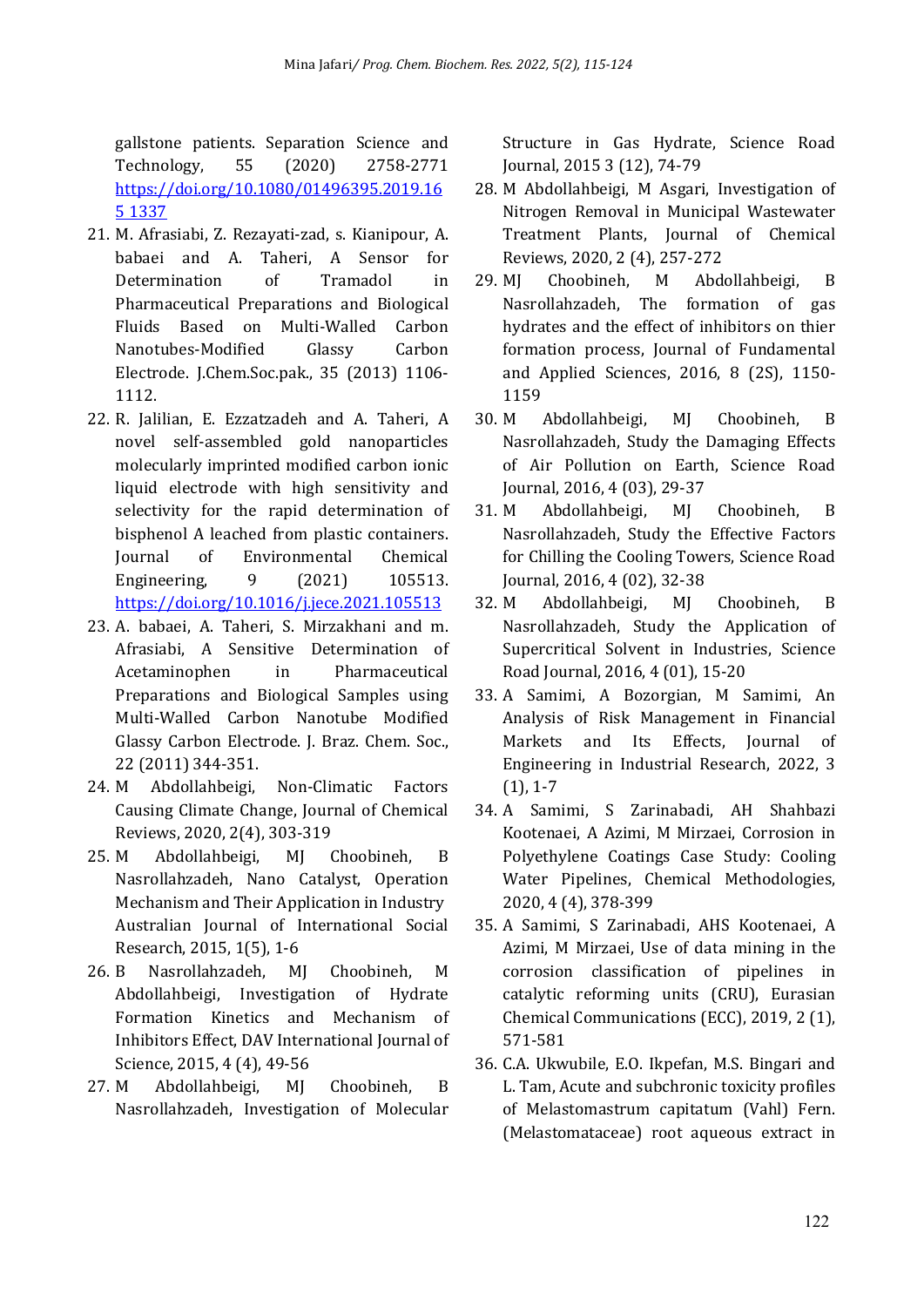gallstone patients. Separation Science and Technology, 55 (2020) 2758-2771 https://doi.org/10.1080/01496395.2019.16 5 1337

21. M. Afrasiabi, Z. Rezayati-zad, s. Kianipour, A. babaei and A. Taheri, A Sensor for Determination of Tramadol in Pharmaceutical Preparations and Biological Fluids Based on Multi-Walled Carbon Nanotubes-Modified Glassy Carbon Electrode. J.Chem.Soc.pak., 35 (2013) 1106-1112.
22. R. Jalilian, E. Ezzatzadeh and A. Taheri, A novel self-assembled gold nanoparticles molecularly imprinted modified carbon ionic liquid electrode with high sensitivity and selectivity for the rapid determination of bisphenol A leached from plastic containers. Journal of Environmental Chemical Engineering, 9 (2021) 105513. https://doi.org/10.1016/j.jece.2021.105513
23. A. babaei, A. Taheri, S. Mirzakhani and m. Afrasiabi, A Sensitive Determination of Acetaminophen in Pharmaceutical Preparations and Biological Samples using Multi-Walled Carbon Nanotube Modified Glassy Carbon Electrode. J. Braz. Chem. Soc., 22 (2011) 344-351.
24. M Abdollahbeigi, Non-Climatic Factors Causing Climate Change, Journal of Chemical Reviews, 2020, 2(4), 303-319
25. M Abdollahbeigi, MJ Choobineh, B Nasrollahzadeh, Nano Catalyst, Operation Mechanism and Their Application in Industry Australian Journal of International Social Research, 2015, 1(5), 1-6
26. B Nasrollahzadeh, MJ Choobineh, M Abdollahbeigi, Investigation of Hydrate Formation Kinetics and Mechanism of Inhibitors Effect, DAV International Journal of Science, 2015, 4 (4), 49-56
27. M Abdollahbeigi, MJ Choobineh, B Nasrollahzadeh, Investigation of Molecular Structure in Gas Hydrate, Science Road Journal, 2015 3 (12), 74-79
28. M Abdollahbeigi, M Asgari, Investigation of Nitrogen Removal in Municipal Wastewater Treatment Plants, Journal of Chemical Reviews, 2020, 2 (4), 257-272
29. MJ Choobineh, M Abdollahbeigi, B Nasrollahzadeh, The formation of gas hydrates and the effect of inhibitors on thier formation process, Journal of Fundamental and Applied Sciences, 2016, 8 (2S), 1150-1159
30. M Abdollahbeigi, MJ Choobineh, B Nasrollahzadeh, Study the Damaging Effects of Air Pollution on Earth, Science Road Journal, 2016, 4 (03), 29-37
31. M Abdollahbeigi, MJ Choobineh, B Nasrollahzadeh, Study the Effective Factors for Chilling the Cooling Towers, Science Road Journal, 2016, 4 (02), 32-38
32. M Abdollahbeigi, MJ Choobineh, B Nasrollahzadeh, Study the Application of Supercritical Solvent in Industries, Science Road Journal, 2016, 4 (01), 15-20
33. A Samimi, A Bozorgian, M Samimi, An Analysis of Risk Management in Financial Markets and Its Effects, Journal of Engineering in Industrial Research, 2022, 3 (1), 1-7
34. A Samimi, S Zarinabadi, AH Shahbazi Kootenaei, A Azimi, M Mirzaei, Corrosion in Polyethylene Coatings Case Study: Cooling Water Pipelines, Chemical Methodologies, 2020, 4 (4), 378-399
35. A Samimi, S Zarinabadi, AHS Kootenaei, A Azimi, M Mirzaei, Use of data mining in the corrosion classification of pipelines in catalytic reforming units (CRU), Eurasian Chemical Communications (ECC), 2019, 2 (1), 571-581
36. C.A. Ukwubile, E.O. Ikpefan, M.S. Bingari and L. Tam, Acute and subchronic toxicity profiles of Melastomastrum capitatum (Vahl) Fern. (Melastomataceae) root aqueous extract in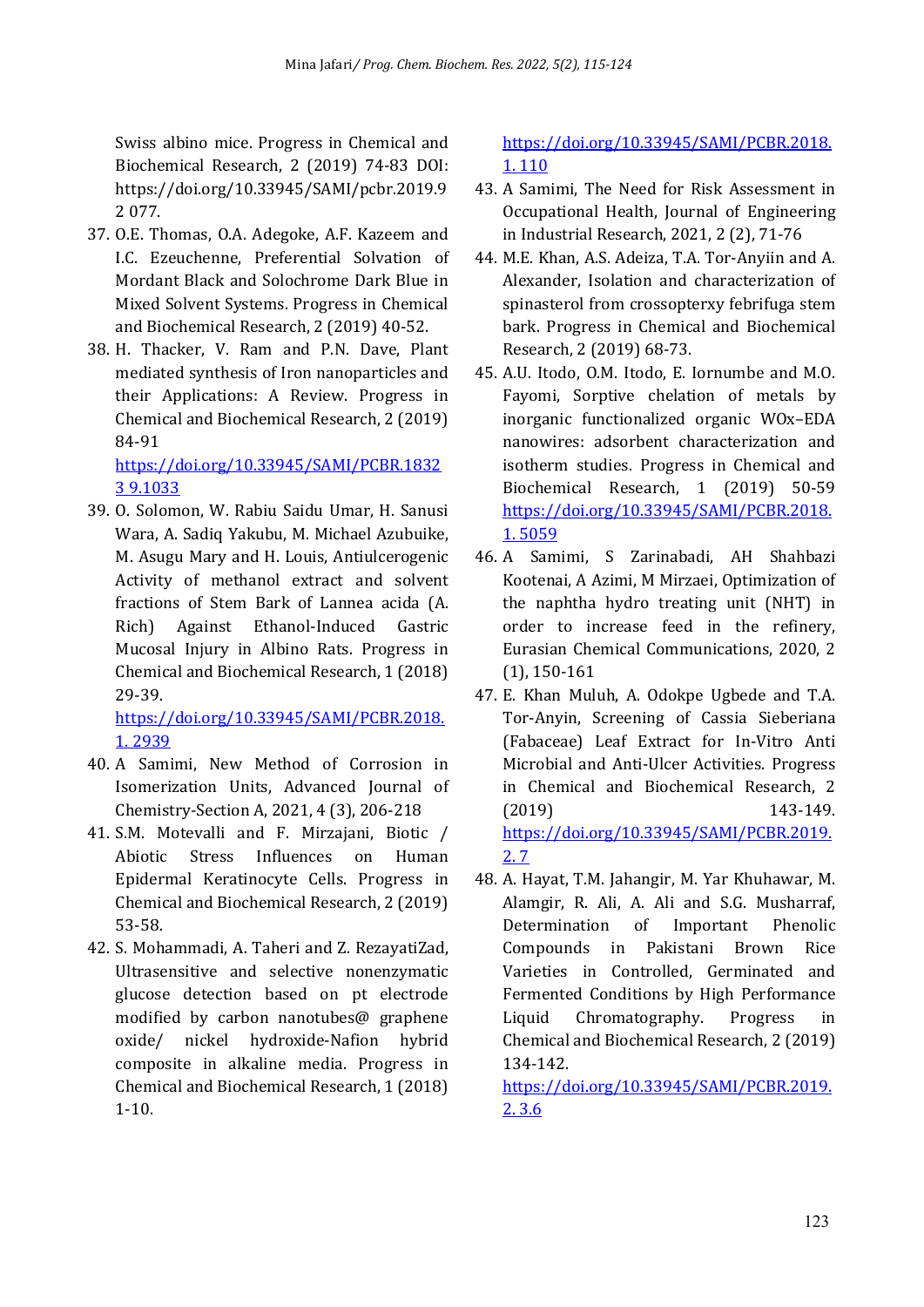Swiss albino mice. Progress in Chemical and Biochemical Research, 2 (2019) 74-83 DOI: https://doi.org/10.33945/SAMI/pcbr.2019.9 2 077.

37. O.E. Thomas, O.A. Adegoke, A.F. Kazeem and I.C. Ezeuchenne, Preferential Solvation of Mordant Black and Solochrome Dark Blue in Mixed Solvent Systems. Progress in Chemical and Biochemical Research, 2 (2019) 40-52.
38. H. Thacker, V. Ram and P.N. Dave, Plant mediated synthesis of Iron nanoparticles and their Applications: A Review. Progress in Chemical and Biochemical Research, 2 (2019) 84-91 https://doi.org/10.33945/SAMI/PCBR.1832 3 9.1033
39. O. Solomon, W. Rabiu Saidu Umar, H. Sanusi Wara, A. Sadiq Yakubu, M. Michael Azubuike, M. Asugu Mary and H. Louis, Antiulcerogenic Activity of methanol extract and solvent fractions of Stem Bark of Lannea acida (A. Rich) Against Ethanol-Induced Gastric Mucosal Injury in Albino Rats. Progress in Chemical and Biochemical Research, 1 (2018) 29-39. https://doi.org/10.33945/SAMI/PCBR.2018. 1. 2939
40. A Samimi, New Method of Corrosion in Isomerization Units, Advanced Journal of Chemistry-Section A, 2021, 4 (3), 206-218
41. S.M. Motevalli and F. Mirzajani, Biotic / Abiotic Stress Influences on Human Epidermal Keratinocyte Cells. Progress in Chemical and Biochemical Research, 2 (2019) 53-58.
42. S. Mohammadi, A. Taheri and Z. RezayatiZad, Ultrasensitive and selective nonenzymatic glucose detection based on pt electrode modified by carbon nanotubes@ graphene oxide/ nickel hydroxide-Nafion hybrid composite in alkaline media. Progress in Chemical and Biochemical Research, 1 (2018) 1-10. https://doi.org/10.33945/SAMI/PCBR.2018. 1. 110
43. A Samimi, The Need for Risk Assessment in Occupational Health, Journal of Engineering in Industrial Research, 2021, 2 (2), 71-76
44. M.E. Khan, A.S. Adeiza, T.A. Tor-Anyiin and A. Alexander, Isolation and characterization of spinasterol from crossopterxy febrifuga stem bark. Progress in Chemical and Biochemical Research, 2 (2019) 68-73.
45. A.U. Itodo, O.M. Itodo, E. Iornumbe and M.O. Fayomi, Sorptive chelation of metals by inorganic functionalized organic WOx–EDA nanowires: adsorbent characterization and isotherm studies. Progress in Chemical and Biochemical Research, 1 (2019) 50-59 https://doi.org/10.33945/SAMI/PCBR.2018. 1. 5059
46. A Samimi, S Zarinabadi, AH Shahbazi Kootenai, A Azimi, M Mirzaei, Optimization of the naphtha hydro treating unit (NHT) in order to increase feed in the refinery, Eurasian Chemical Communications, 2020, 2 (1), 150-161
47. E. Khan Muluh, A. Odokpe Ugbede and T.A. Tor-Anyin, Screening of Cassia Sieberiana (Fabaceae) Leaf Extract for In-Vitro Anti Microbial and Anti-Ulcer Activities. Progress in Chemical and Biochemical Research, 2 (2019) 143-149. https://doi.org/10.33945/SAMI/PCBR.2019. 2. 7
48. A. Hayat, T.M. Jahangir, M. Yar Khuhawar, M. Alamgir, R. Ali, A. Ali and S.G. Musharraf, Determination of Important Phenolic Compounds in Pakistani Brown Rice Varieties in Controlled, Germinated and Fermented Conditions by High Performance Liquid Chromatography. Progress in Chemical and Biochemical Research, 2 (2019) 134-142. https://doi.org/10.33945/SAMI/PCBR.2019. 2. 3.6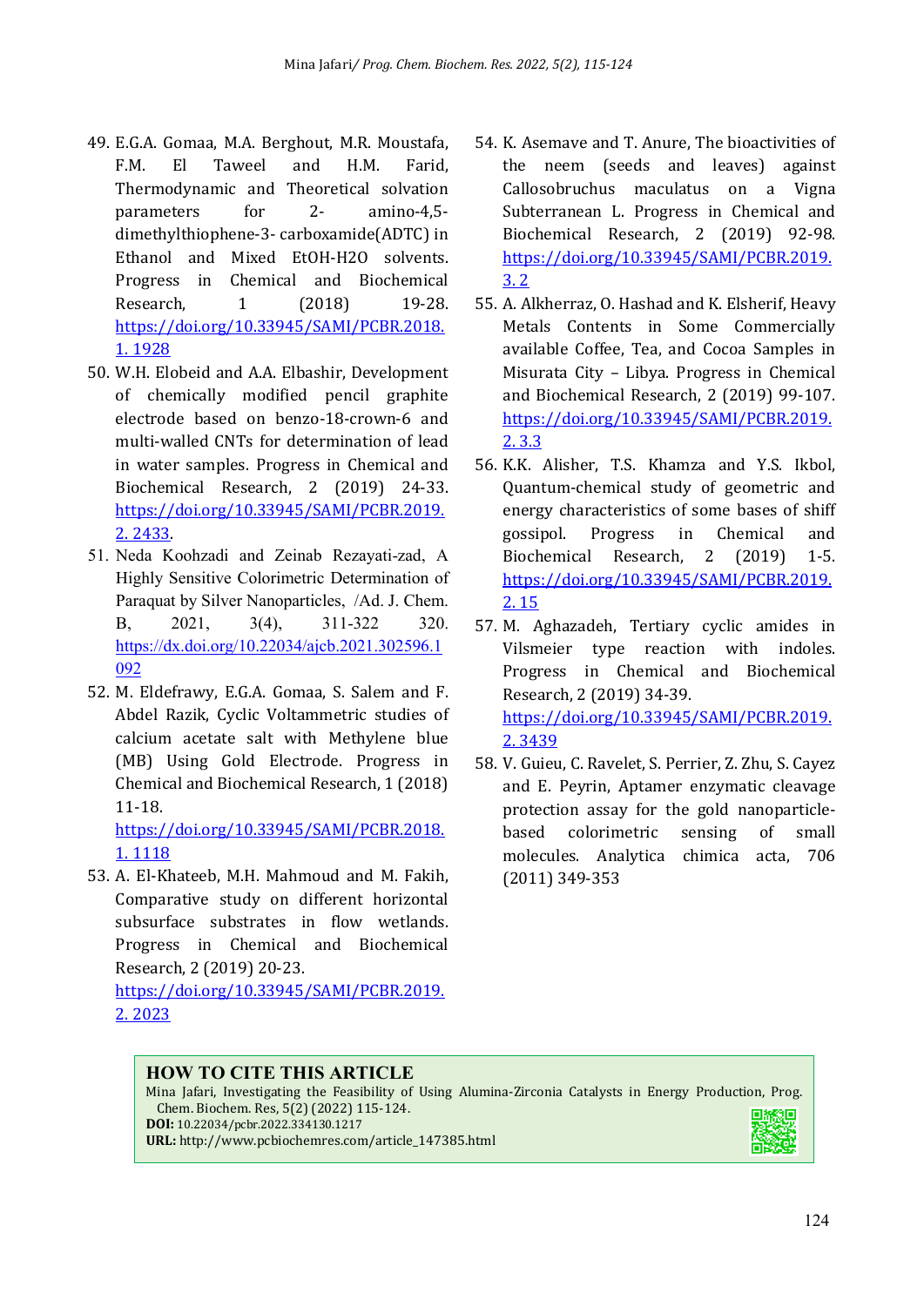49. E.G.A. Gomaa, M.A. Berghout, M.R. Moustafa, F.M. El Taweel and H.M. Farid, Thermodynamic and Theoretical solvation parameters for 2- amino-4,5-dimethylthiophene-3- carboxamide(ADTC) in Ethanol and Mixed EtOH-H2O solvents. Progress in Chemical and Biochemical Research, 1 (2018) 19-28. https://doi.org/10.33945/SAMI/PCBR.2018.1.1928
50. W.H. Elobeid and A.A. Elbashir, Development of chemically modified pencil graphite electrode based on benzo-18-crown-6 and multi-walled CNTs for determination of lead in water samples. Progress in Chemical and Biochemical Research, 2 (2019) 24-33. https://doi.org/10.33945/SAMI/PCBR.2019.2.2433.
51. Neda Koohzadi and Zeinab Rezayati-zad, A Highly Sensitive Colorimetric Determination of Paraquat by Silver Nanoparticles, /Ad. J. Chem. B, 2021, 3(4), 311-322 320. https://dx.doi.org/10.22034/ajcb.2021.302596.1092
52. M. Eldefrawy, E.G.A. Gomaa, S. Salem and F. Abdel Razik, Cyclic Voltammetric studies of calcium acetate salt with Methylene blue (MB) Using Gold Electrode. Progress in Chemical and Biochemical Research, 1 (2018) 11-18. https://doi.org/10.33945/SAMI/PCBR.2018.1.1118
53. A. El-Khateeb, M.H. Mahmoud and M. Fakih, Comparative study on different horizontal subsurface substrates in flow wetlands. Progress in Chemical and Biochemical Research, 2 (2019) 20-23. https://doi.org/10.33945/SAMI/PCBR.2019.2.2023
54. K. Asemave and T. Anure, The bioactivities of the neem (seeds and leaves) against Callosobruchus maculatus on a Vigna Subterranean L. Progress in Chemical and Biochemical Research, 2 (2019) 92-98. https://doi.org/10.33945/SAMI/PCBR.2019.3.2
55. A. Alkherraz, O. Hashad and K. Elsherif, Heavy Metals Contents in Some Commercially available Coffee, Tea, and Cocoa Samples in Misurata City – Libya. Progress in Chemical and Biochemical Research, 2 (2019) 99-107. https://doi.org/10.33945/SAMI/PCBR.2019.2.3.3
56. K.K. Alisher, T.S. Khamza and Y.S. Ikbol, Quantum-chemical study of geometric and energy characteristics of some bases of shiff gossipol. Progress in Chemical and Biochemical Research, 2 (2019) 1-5. https://doi.org/10.33945/SAMI/PCBR.2019.2.15
57. M. Aghazadeh, Tertiary cyclic amides in Vilsmeier type reaction with indoles. Progress in Chemical and Biochemical Research, 2 (2019) 34-39. https://doi.org/10.33945/SAMI/PCBR.2019.2.3439
58. V. Guieu, C. Ravelet, S. Perrier, Z. Zhu, S. Cayez and E. Peyrin, Aptamer enzymatic cleavage protection assay for the gold nanoparticle-based colorimetric sensing of small molecules. Analytica chimica acta, 706 (2011) 349-353

**HOW TO CITE THIS ARTICLE**

Mina Jafari, Investigating the Feasibility of Using Alumina-Zirconia Catalysts in Energy Production, Prog. Chem. Biochem. Res, 5(2) (2022) 115-124.

**DOI:** 10.22034/pcbr.2022.334130.1217

**URL:** http://www.pcbiochemres.com/article_147385.html